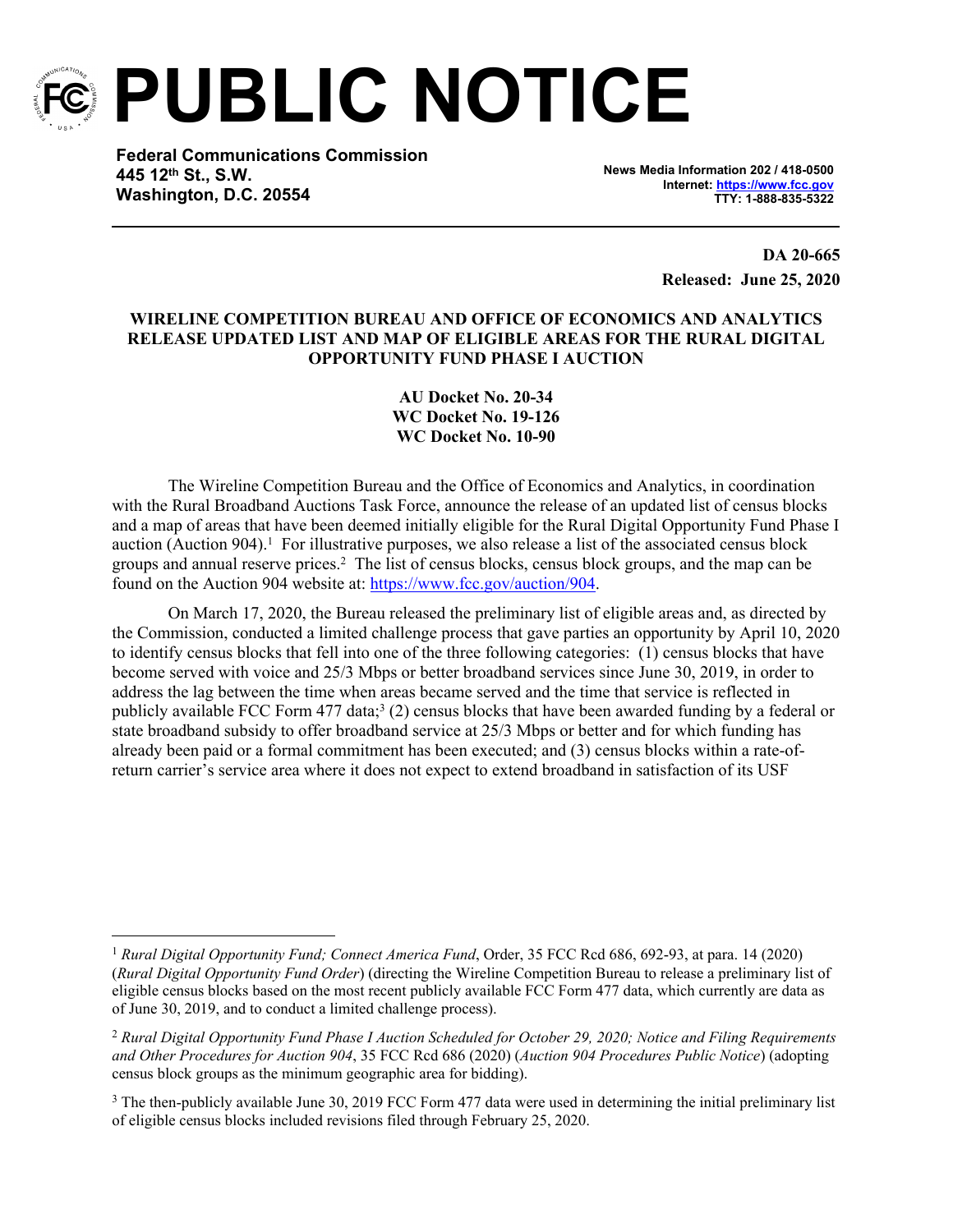# PUBLIC NOTICE

**Federal Communications Commission**
**445 12th St., S.W.**
**Washington, D.C. 20554**

**News Media Information 202 / 418-0500**
**Internet: https://www.fcc.gov**
**TTY: 1-888-835-5322**

**DA 20-665**
**Released: June 25, 2020**

**WIRELINE COMPETITION BUREAU AND OFFICE OF ECONOMICS AND ANALYTICS RELEASE UPDATED LIST AND MAP OF ELIGIBLE AREAS FOR THE RURAL DIGITAL OPPORTUNITY FUND PHASE I AUCTION**

**AU Docket No. 20-34**
**WC Docket No. 19-126**
**WC Docket No. 10-90**

The Wireline Competition Bureau and the Office of Economics and Analytics, in coordination with the Rural Broadband Auctions Task Force, announce the release of an updated list of census blocks and a map of areas that have been deemed initially eligible for the Rural Digital Opportunity Fund Phase I auction (Auction 904).[1] For illustrative purposes, we also release a list of the associated census block groups and annual reserve prices.[2] The list of census blocks, census block groups, and the map can be found on the Auction 904 website at: https://www.fcc.gov/auction/904.

On March 17, 2020, the Bureau released the preliminary list of eligible areas and, as directed by the Commission, conducted a limited challenge process that gave parties an opportunity by April 10, 2020 to identify census blocks that fell into one of the three following categories: (1) census blocks that have become served with voice and 25/3 Mbps or better broadband services since June 30, 2019, in order to address the lag between the time when areas became served and the time that service is reflected in publicly available FCC Form 477 data;[3] (2) census blocks that have been awarded funding by a federal or state broadband subsidy to offer broadband service at 25/3 Mbps or better and for which funding has already been paid or a formal commitment has been executed; and (3) census blocks within a rate-of-return carrier's service area where it does not expect to extend broadband in satisfaction of its USF

---

[1] *Rural Digital Opportunity Fund; Connect America Fund*, Order, 35 FCC Rcd 686, 692-93, at para. 14 (2020) (*Rural Digital Opportunity Fund Order*) (directing the Wireline Competition Bureau to release a preliminary list of eligible census blocks based on the most recent publicly available FCC Form 477 data, which currently are data as of June 30, 2019, and to conduct a limited challenge process).

[2] *Rural Digital Opportunity Fund Phase I Auction Scheduled for October 29, 2020; Notice and Filing Requirements and Other Procedures for Auction 904*, 35 FCC Rcd 686 (2020) (*Auction 904 Procedures Public Notice*) (adopting census block groups as the minimum geographic area for bidding).

[3] The then-publicly available June 30, 2019 FCC Form 477 data were used in determining the initial preliminary list of eligible census blocks included revisions filed through February 25, 2020.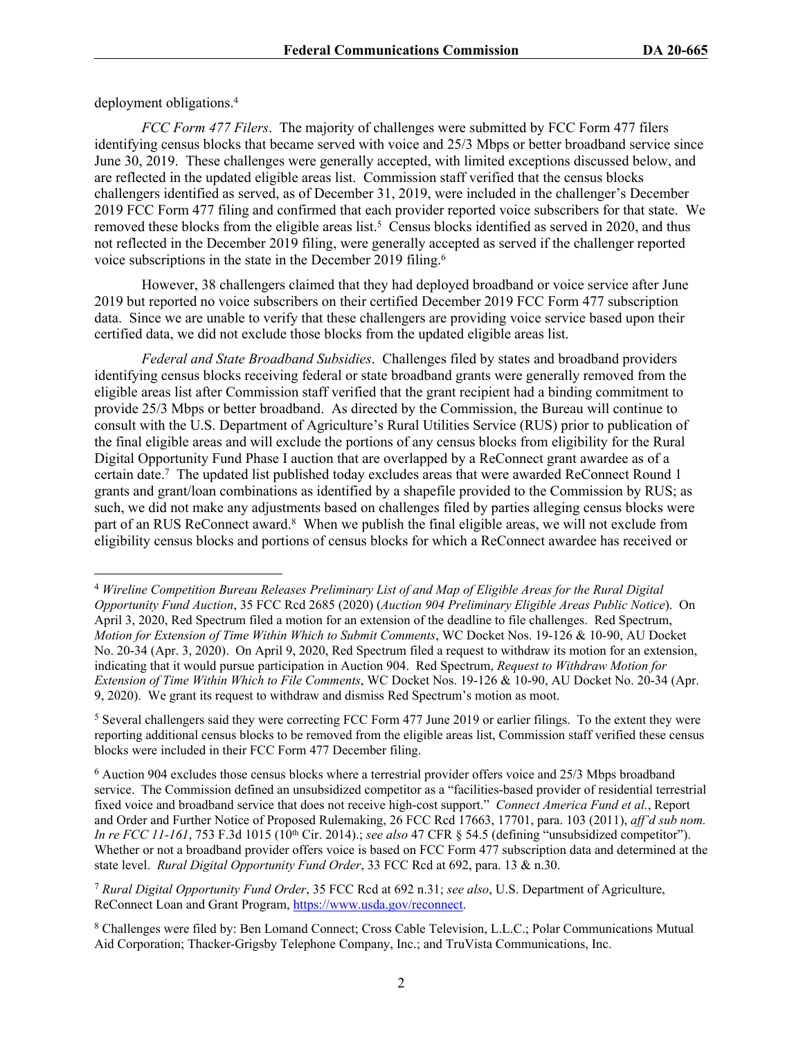deployment obligations.[4]

*FCC Form 477 Filers*. The majority of challenges were submitted by FCC Form 477 filers identifying census blocks that became served with voice and 25/3 Mbps or better broadband service since June 30, 2019. These challenges were generally accepted, with limited exceptions discussed below, and are reflected in the updated eligible areas list. Commission staff verified that the census blocks challengers identified as served, as of December 31, 2019, were included in the challenger's December 2019 FCC Form 477 filing and confirmed that each provider reported voice subscribers for that state. We removed these blocks from the eligible areas list.[5] Census blocks identified as served in 2020, and thus not reflected in the December 2019 filing, were generally accepted as served if the challenger reported voice subscriptions in the state in the December 2019 filing.[6]

However, 38 challengers claimed that they had deployed broadband or voice service after June 2019 but reported no voice subscribers on their certified December 2019 FCC Form 477 subscription data. Since we are unable to verify that these challengers are providing voice service based upon their certified data, we did not exclude those blocks from the updated eligible areas list.

*Federal and State Broadband Subsidies*. Challenges filed by states and broadband providers identifying census blocks receiving federal or state broadband grants were generally removed from the eligible areas list after Commission staff verified that the grant recipient had a binding commitment to provide 25/3 Mbps or better broadband. As directed by the Commission, the Bureau will continue to consult with the U.S. Department of Agriculture's Rural Utilities Service (RUS) prior to publication of the final eligible areas and will exclude the portions of any census blocks from eligibility for the Rural Digital Opportunity Fund Phase I auction that are overlapped by a ReConnect grant awardee as of a certain date.[7] The updated list published today excludes areas that were awarded ReConnect Round 1 grants and grant/loan combinations as identified by a shapefile provided to the Commission by RUS; as such, we did not make any adjustments based on challenges filed by parties alleging census blocks were part of an RUS ReConnect award.[8] When we publish the final eligible areas, we will not exclude from eligibility census blocks and portions of census blocks for which a ReConnect awardee has received or

---

[4] *Wireline Competition Bureau Releases Preliminary List of and Map of Eligible Areas for the Rural Digital Opportunity Fund Auction*, 35 FCC Rcd 2685 (2020) (*Auction 904 Preliminary Eligible Areas Public Notice*). On April 3, 2020, Red Spectrum filed a motion for an extension of the deadline to file challenges. Red Spectrum, *Motion for Extension of Time Within Which to Submit Comments*, WC Docket Nos. 19-126 & 10-90, AU Docket No. 20-34 (Apr. 3, 2020). On April 9, 2020, Red Spectrum filed a request to withdraw its motion for an extension, indicating that it would pursue participation in Auction 904. Red Spectrum, *Request to Withdraw Motion for Extension of Time Within Which to File Comments*, WC Docket Nos. 19-126 & 10-90, AU Docket No. 20-34 (Apr. 9, 2020). We grant its request to withdraw and dismiss Red Spectrum's motion as moot.

[5] Several challengers said they were correcting FCC Form 477 June 2019 or earlier filings. To the extent they were reporting additional census blocks to be removed from the eligible areas list, Commission staff verified these census blocks were included in their FCC Form 477 December filing.

[6] Auction 904 excludes those census blocks where a terrestrial provider offers voice and 25/3 Mbps broadband service. The Commission defined an unsubsidized competitor as a "facilities-based provider of residential terrestrial fixed voice and broadband service that does not receive high-cost support." *Connect America Fund et al.*, Report and Order and Further Notice of Proposed Rulemaking, 26 FCC Rcd 17663, 17701, para. 103 (2011), *aff'd sub nom. In re FCC 11-161*, 753 F.3d 1015 (10th Cir. 2014).; *see also* 47 CFR § 54.5 (defining "unsubsidized competitor"). Whether or not a broadband provider offers voice is based on FCC Form 477 subscription data and determined at the state level. *Rural Digital Opportunity Fund Order*, 33 FCC Rcd at 692, para. 13 & n.30.

[7] *Rural Digital Opportunity Fund Order*, 35 FCC Rcd at 692 n.31; *see also*, U.S. Department of Agriculture, ReConnect Loan and Grant Program, https://www.usda.gov/reconnect.

[8] Challenges were filed by: Ben Lomand Connect; Cross Cable Television, L.L.C.; Polar Communications Mutual Aid Corporation; Thacker-Grigsby Telephone Company, Inc.; and TruVista Communications, Inc.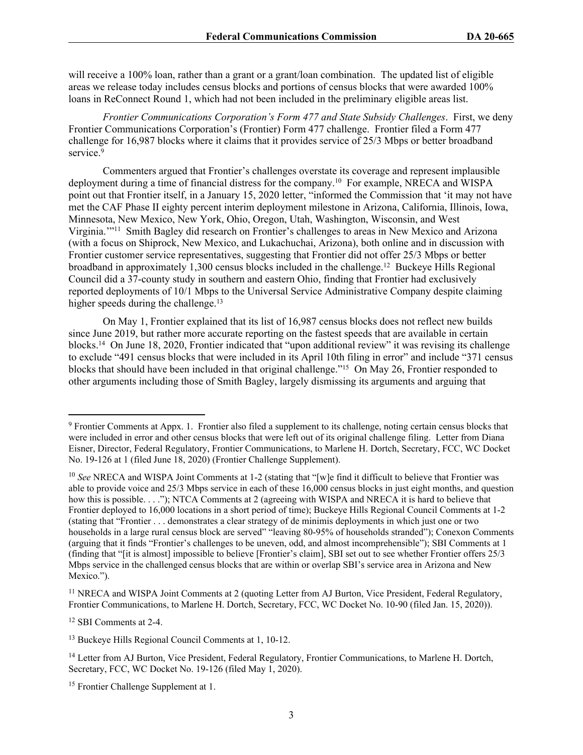will receive a 100% loan, rather than a grant or a grant/loan combination. The updated list of eligible areas we release today includes census blocks and portions of census blocks that were awarded 100% loans in ReConnect Round 1, which had not been included in the preliminary eligible areas list.

*Frontier Communications Corporation's Form 477 and State Subsidy Challenges*. First, we deny Frontier Communications Corporation's (Frontier) Form 477 challenge. Frontier filed a Form 477 challenge for 16,987 blocks where it claims that it provides service of 25/3 Mbps or better broadband service.[9]

Commenters argued that Frontier's challenges overstate its coverage and represent implausible deployment during a time of financial distress for the company.[10] For example, NRECA and WISPA point out that Frontier itself, in a January 15, 2020 letter, "informed the Commission that 'it may not have met the CAF Phase II eighty percent interim deployment milestone in Arizona, California, Illinois, Iowa, Minnesota, New Mexico, New York, Ohio, Oregon, Utah, Washington, Wisconsin, and West Virginia.'"[11] Smith Bagley did research on Frontier's challenges to areas in New Mexico and Arizona (with a focus on Shiprock, New Mexico, and Lukachuchai, Arizona), both online and in discussion with Frontier customer service representatives, suggesting that Frontier did not offer 25/3 Mbps or better broadband in approximately 1,300 census blocks included in the challenge.[12] Buckeye Hills Regional Council did a 37-county study in southern and eastern Ohio, finding that Frontier had exclusively reported deployments of 10/1 Mbps to the Universal Service Administrative Company despite claiming higher speeds during the challenge.[13]

On May 1, Frontier explained that its list of 16,987 census blocks does not reflect new builds since June 2019, but rather more accurate reporting on the fastest speeds that are available in certain blocks.[14] On June 18, 2020, Frontier indicated that "upon additional review" it was revising its challenge to exclude "491 census blocks that were included in its April 10th filing in error" and include "371 census blocks that should have been included in that original challenge."[15] On May 26, Frontier responded to other arguments including those of Smith Bagley, largely dismissing its arguments and arguing that

---

[9] Frontier Comments at Appx. 1. Frontier also filed a supplement to its challenge, noting certain census blocks that were included in error and other census blocks that were left out of its original challenge filing. Letter from Diana Eisner, Director, Federal Regulatory, Frontier Communications, to Marlene H. Dortch, Secretary, FCC, WC Docket No. 19-126 at 1 (filed June 18, 2020) (Frontier Challenge Supplement).

[10] *See* NRECA and WISPA Joint Comments at 1-2 (stating that "[w]e find it difficult to believe that Frontier was able to provide voice and 25/3 Mbps service in each of these 16,000 census blocks in just eight months, and question how this is possible. . . ."); NTCA Comments at 2 (agreeing with WISPA and NRECA it is hard to believe that Frontier deployed to 16,000 locations in a short period of time); Buckeye Hills Regional Council Comments at 1-2 (stating that "Frontier . . . demonstrates a clear strategy of de minimis deployments in which just one or two households in a large rural census block are served" "leaving 80-95% of households stranded"); Conexon Comments (arguing that it finds "Frontier's challenges to be uneven, odd, and almost incomprehensible"); SBI Comments at 1 (finding that "[it is almost] impossible to believe [Frontier's claim], SBI set out to see whether Frontier offers 25/3 Mbps service in the challenged census blocks that are within or overlap SBI's service area in Arizona and New Mexico.").

[11] NRECA and WISPA Joint Comments at 2 (quoting Letter from AJ Burton, Vice President, Federal Regulatory, Frontier Communications, to Marlene H. Dortch, Secretary, FCC, WC Docket No. 10-90 (filed Jan. 15, 2020)).

[12] SBI Comments at 2-4.

[13] Buckeye Hills Regional Council Comments at 1, 10-12.

[14] Letter from AJ Burton, Vice President, Federal Regulatory, Frontier Communications, to Marlene H. Dortch, Secretary, FCC, WC Docket No. 19-126 (filed May 1, 2020).

[15] Frontier Challenge Supplement at 1.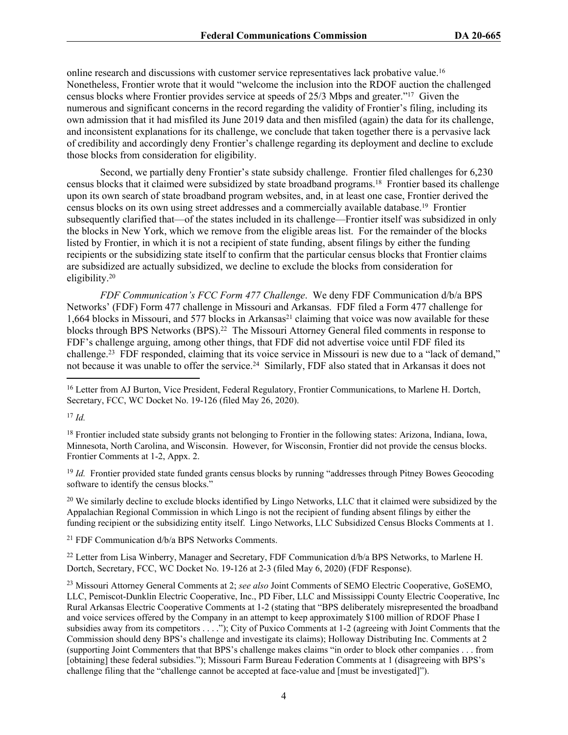online research and discussions with customer service representatives lack probative value.[16] Nonetheless, Frontier wrote that it would "welcome the inclusion into the RDOF auction the challenged census blocks where Frontier provides service at speeds of 25/3 Mbps and greater."[17] Given the numerous and significant concerns in the record regarding the validity of Frontier's filing, including its own admission that it had misfiled its June 2019 data and then misfiled (again) the data for its challenge, and inconsistent explanations for its challenge, we conclude that taken together there is a pervasive lack of credibility and accordingly deny Frontier's challenge regarding its deployment and decline to exclude those blocks from consideration for eligibility.

Second, we partially deny Frontier's state subsidy challenge. Frontier filed challenges for 6,230 census blocks that it claimed were subsidized by state broadband programs.[18] Frontier based its challenge upon its own search of state broadband program websites, and, in at least one case, Frontier derived the census blocks on its own using street addresses and a commercially available database.[19] Frontier subsequently clarified that—of the states included in its challenge—Frontier itself was subsidized in only the blocks in New York, which we remove from the eligible areas list. For the remainder of the blocks listed by Frontier, in which it is not a recipient of state funding, absent filings by either the funding recipients or the subsidizing state itself to confirm that the particular census blocks that Frontier claims are subsidized are actually subsidized, we decline to exclude the blocks from consideration for eligibility.[20]

*FDF Communication's FCC Form 477 Challenge*. We deny FDF Communication d/b/a BPS Networks' (FDF) Form 477 challenge in Missouri and Arkansas. FDF filed a Form 477 challenge for 1,664 blocks in Missouri, and 577 blocks in Arkansas[21] claiming that voice was now available for these blocks through BPS Networks (BPS).[22] The Missouri Attorney General filed comments in response to FDF's challenge arguing, among other things, that FDF did not advertise voice until FDF filed its challenge.[23] FDF responded, claiming that its voice service in Missouri is new due to a "lack of demand," not because it was unable to offer the service.[24] Similarly, FDF also stated that in Arkansas it does not

---

[16] Letter from AJ Burton, Vice President, Federal Regulatory, Frontier Communications, to Marlene H. Dortch, Secretary, FCC, WC Docket No. 19-126 (filed May 26, 2020).

[17] *Id.*

[18] Frontier included state subsidy grants not belonging to Frontier in the following states: Arizona, Indiana, Iowa, Minnesota, North Carolina, and Wisconsin. However, for Wisconsin, Frontier did not provide the census blocks. Frontier Comments at 1-2, Appx. 2.

[19] *Id.* Frontier provided state funded grants census blocks by running "addresses through Pitney Bowes Geocoding software to identify the census blocks."

[20] We similarly decline to exclude blocks identified by Lingo Networks, LLC that it claimed were subsidized by the Appalachian Regional Commission in which Lingo is not the recipient of funding absent filings by either the funding recipient or the subsidizing entity itself. Lingo Networks, LLC Subsidized Census Blocks Comments at 1.

[21] FDF Communication d/b/a BPS Networks Comments.

[22] Letter from Lisa Winberry, Manager and Secretary, FDF Communication d/b/a BPS Networks, to Marlene H. Dortch, Secretary, FCC, WC Docket No. 19-126 at 2-3 (filed May 6, 2020) (FDF Response).

[23] Missouri Attorney General Comments at 2; *see also* Joint Comments of SEMO Electric Cooperative, GoSEMO, LLC, Pemiscot-Dunklin Electric Cooperative, Inc., PD Fiber, LLC and Mississippi County Electric Cooperative, Inc Rural Arkansas Electric Cooperative Comments at 1-2 (stating that "BPS deliberately misrepresented the broadband and voice services offered by the Company in an attempt to keep approximately $100 million of RDOF Phase I subsidies away from its competitors . . . ."); City of Puxico Comments at 1-2 (agreeing with Joint Comments that the Commission should deny BPS's challenge and investigate its claims); Holloway Distributing Inc. Comments at 2 (supporting Joint Commenters that that BPS's challenge makes claims "in order to block other companies . . . from [obtaining] these federal subsidies."); Missouri Farm Bureau Federation Comments at 1 (disagreeing with BPS's challenge filing that the "challenge cannot be accepted at face-value and [must be investigated]").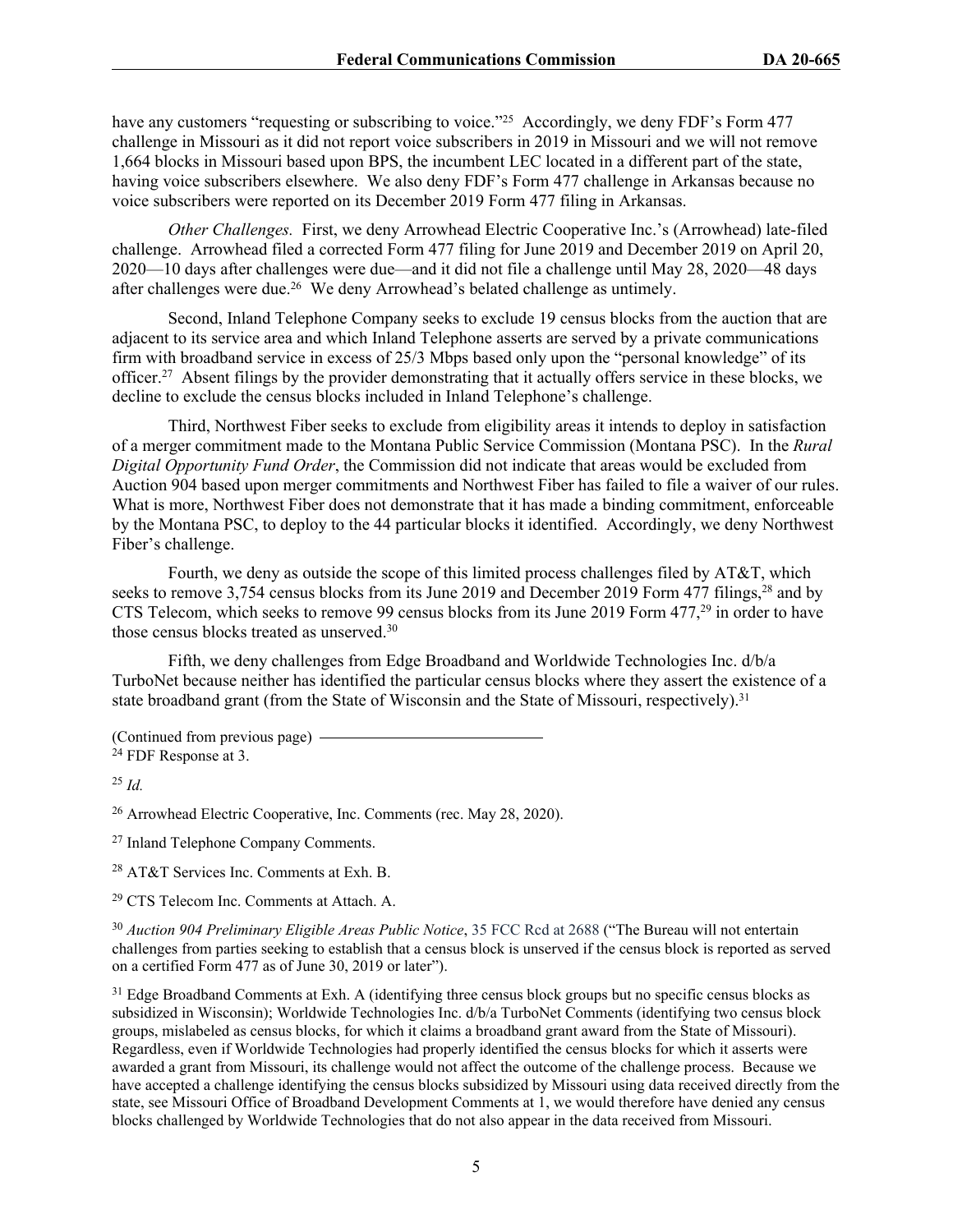have any customers "requesting or subscribing to voice."[25] Accordingly, we deny FDF's Form 477 challenge in Missouri as it did not report voice subscribers in 2019 in Missouri and we will not remove 1,664 blocks in Missouri based upon BPS, the incumbent LEC located in a different part of the state, having voice subscribers elsewhere. We also deny FDF's Form 477 challenge in Arkansas because no voice subscribers were reported on its December 2019 Form 477 filing in Arkansas.

*Other Challenges.* First, we deny Arrowhead Electric Cooperative Inc.'s (Arrowhead) late-filed challenge. Arrowhead filed a corrected Form 477 filing for June 2019 and December 2019 on April 20, 2020—10 days after challenges were due—and it did not file a challenge until May 28, 2020—48 days after challenges were due.[26] We deny Arrowhead's belated challenge as untimely.

Second, Inland Telephone Company seeks to exclude 19 census blocks from the auction that are adjacent to its service area and which Inland Telephone asserts are served by a private communications firm with broadband service in excess of 25/3 Mbps based only upon the "personal knowledge" of its officer.[27] Absent filings by the provider demonstrating that it actually offers service in these blocks, we decline to exclude the census blocks included in Inland Telephone's challenge.

Third, Northwest Fiber seeks to exclude from eligibility areas it intends to deploy in satisfaction of a merger commitment made to the Montana Public Service Commission (Montana PSC). In the *Rural Digital Opportunity Fund Order*, the Commission did not indicate that areas would be excluded from Auction 904 based upon merger commitments and Northwest Fiber has failed to file a waiver of our rules. What is more, Northwest Fiber does not demonstrate that it has made a binding commitment, enforceable by the Montana PSC, to deploy to the 44 particular blocks it identified. Accordingly, we deny Northwest Fiber's challenge.

Fourth, we deny as outside the scope of this limited process challenges filed by AT&T, which seeks to remove 3,754 census blocks from its June 2019 and December 2019 Form 477 filings,[28] and by CTS Telecom, which seeks to remove 99 census blocks from its June 2019 Form 477,[29] in order to have those census blocks treated as unserved.[30]

Fifth, we deny challenges from Edge Broadband and Worldwide Technologies Inc. d/b/a TurboNet because neither has identified the particular census blocks where they assert the existence of a state broadband grant (from the State of Wisconsin and the State of Missouri, respectively).[31]

(Continued from previous page)

[24] FDF Response at 3.

[25] *Id.*

[26] Arrowhead Electric Cooperative, Inc. Comments (rec. May 28, 2020).

[27] Inland Telephone Company Comments.

[28] AT&T Services Inc. Comments at Exh. B.

[29] CTS Telecom Inc. Comments at Attach. A.

[30] *Auction 904 Preliminary Eligible Areas Public Notice*, 35 FCC Rcd at 2688 ("The Bureau will not entertain challenges from parties seeking to establish that a census block is unserved if the census block is reported as served on a certified Form 477 as of June 30, 2019 or later").

[31] Edge Broadband Comments at Exh. A (identifying three census block groups but no specific census blocks as subsidized in Wisconsin); Worldwide Technologies Inc. d/b/a TurboNet Comments (identifying two census block groups, mislabeled as census blocks, for which it claims a broadband grant award from the State of Missouri). Regardless, even if Worldwide Technologies had properly identified the census blocks for which it asserts were awarded a grant from Missouri, its challenge would not affect the outcome of the challenge process. Because we have accepted a challenge identifying the census blocks subsidized by Missouri using data received directly from the state, see Missouri Office of Broadband Development Comments at 1, we would therefore have denied any census blocks challenged by Worldwide Technologies that do not also appear in the data received from Missouri.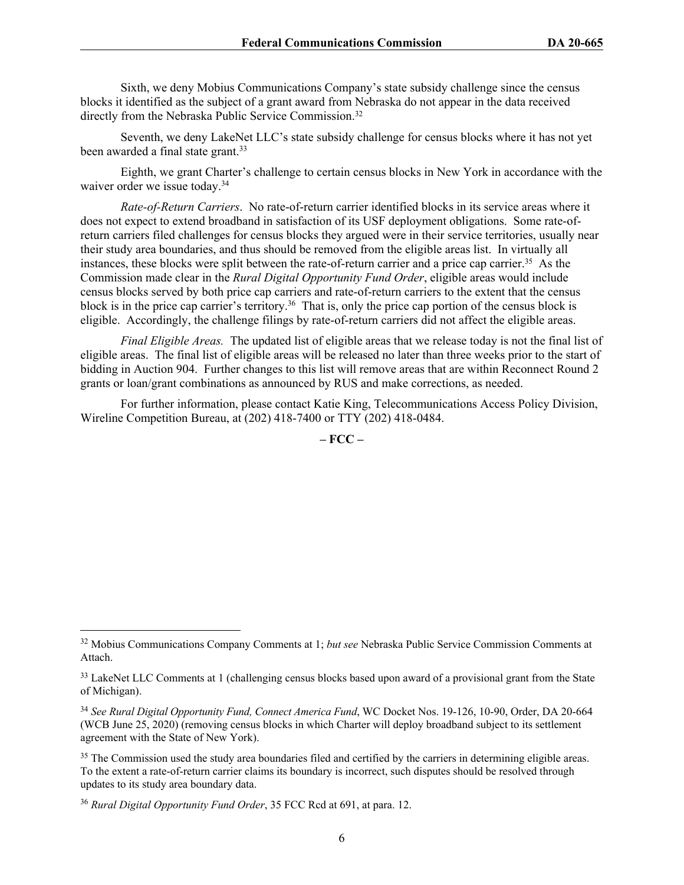Sixth, we deny Mobius Communications Company's state subsidy challenge since the census blocks it identified as the subject of a grant award from Nebraska do not appear in the data received directly from the Nebraska Public Service Commission.[32]

Seventh, we deny LakeNet LLC's state subsidy challenge for census blocks where it has not yet been awarded a final state grant.[33]

Eighth, we grant Charter's challenge to certain census blocks in New York in accordance with the waiver order we issue today.[34]

*Rate-of-Return Carriers*. No rate-of-return carrier identified blocks in its service areas where it does not expect to extend broadband in satisfaction of its USF deployment obligations. Some rate-of-return carriers filed challenges for census blocks they argued were in their service territories, usually near their study area boundaries, and thus should be removed from the eligible areas list. In virtually all instances, these blocks were split between the rate-of-return carrier and a price cap carrier.[35] As the Commission made clear in the *Rural Digital Opportunity Fund Order*, eligible areas would include census blocks served by both price cap carriers and rate-of-return carriers to the extent that the census block is in the price cap carrier's territory.[36] That is, only the price cap portion of the census block is eligible. Accordingly, the challenge filings by rate-of-return carriers did not affect the eligible areas.

*Final Eligible Areas.* The updated list of eligible areas that we release today is not the final list of eligible areas. The final list of eligible areas will be released no later than three weeks prior to the start of bidding in Auction 904. Further changes to this list will remove areas that are within Reconnect Round 2 grants or loan/grant combinations as announced by RUS and make corrections, as needed.

For further information, please contact Katie King, Telecommunications Access Policy Division, Wireline Competition Bureau, at (202) 418-7400 or TTY (202) 418-0484.

**– FCC –**

---

[32] Mobius Communications Company Comments at 1; *but see* Nebraska Public Service Commission Comments at Attach.

[33] LakeNet LLC Comments at 1 (challenging census blocks based upon award of a provisional grant from the State of Michigan).

[34] *See Rural Digital Opportunity Fund, Connect America Fund*, WC Docket Nos. 19-126, 10-90, Order, DA 20-664 (WCB June 25, 2020) (removing census blocks in which Charter will deploy broadband subject to its settlement agreement with the State of New York).

[35] The Commission used the study area boundaries filed and certified by the carriers in determining eligible areas. To the extent a rate-of-return carrier claims its boundary is incorrect, such disputes should be resolved through updates to its study area boundary data.

[36] *Rural Digital Opportunity Fund Order*, 35 FCC Rcd at 691, at para. 12.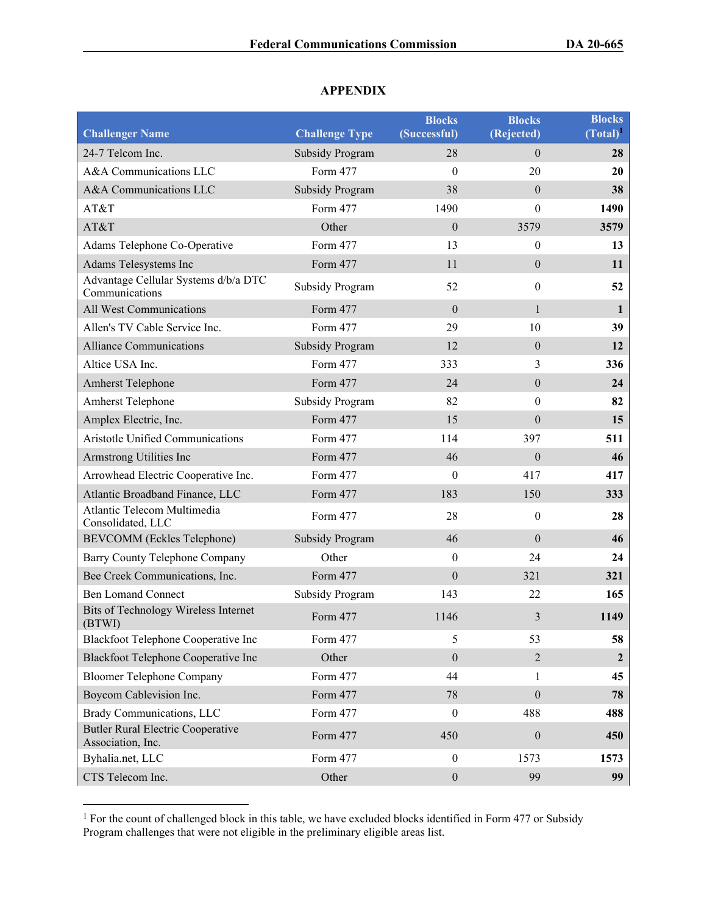## APPENDIX

| Challenger Name | Challenge Type | Blocks (Successful) | Blocks (Rejected) | Blocks (Total)[1] |
|---|---|---|---|---|
| 24-7 Telcom Inc. | Subsidy Program | 28 | 0 | **28** |
| A&A Communications LLC | Form 477 | 0 | 20 | **20** |
| A&A Communications LLC | Subsidy Program | 38 | 0 | **38** |
| AT&T | Form 477 | 1490 | 0 | **1490** |
| AT&T | Other | 0 | 3579 | **3579** |
| Adams Telephone Co-Operative | Form 477 | 13 | 0 | **13** |
| Adams Telesystems Inc | Form 477 | 11 | 0 | **11** |
| Advantage Cellular Systems d/b/a DTC Communications | Subsidy Program | 52 | 0 | **52** |
| All West Communications | Form 477 | 0 | 1 | **1** |
| Allen's TV Cable Service Inc. | Form 477 | 29 | 10 | **39** |
| Alliance Communications | Subsidy Program | 12 | 0 | **12** |
| Altice USA Inc. | Form 477 | 333 | 3 | **336** |
| Amherst Telephone | Form 477 | 24 | 0 | **24** |
| Amherst Telephone | Subsidy Program | 82 | 0 | **82** |
| Amplex Electric, Inc. | Form 477 | 15 | 0 | **15** |
| Aristotle Unified Communications | Form 477 | 114 | 397 | **511** |
| Armstrong Utilities Inc | Form 477 | 46 | 0 | **46** |
| Arrowhead Electric Cooperative Inc. | Form 477 | 0 | 417 | **417** |
| Atlantic Broadband Finance, LLC | Form 477 | 183 | 150 | **333** |
| Atlantic Telecom Multimedia Consolidated, LLC | Form 477 | 28 | 0 | **28** |
| BEVCOMM (Eckles Telephone) | Subsidy Program | 46 | 0 | **46** |
| Barry County Telephone Company | Other | 0 | 24 | **24** |
| Bee Creek Communications, Inc. | Form 477 | 0 | 321 | **321** |
| Ben Lomand Connect | Subsidy Program | 143 | 22 | **165** |
| Bits of Technology Wireless Internet (BTWI) | Form 477 | 1146 | 3 | **1149** |
| Blackfoot Telephone Cooperative Inc | Form 477 | 5 | 53 | **58** |
| Blackfoot Telephone Cooperative Inc | Other | 0 | 2 | **2** |
| Bloomer Telephone Company | Form 477 | 44 | 1 | **45** |
| Boycom Cablevision Inc. | Form 477 | 78 | 0 | **78** |
| Brady Communications, LLC | Form 477 | 0 | 488 | **488** |
| Butler Rural Electric Cooperative Association, Inc. | Form 477 | 450 | 0 | **450** |
| Byhalia.net, LLC | Form 477 | 0 | 1573 | **1573** |
| CTS Telecom Inc. | Other | 0 | 99 | **99** |

[1] For the count of challenged block in this table, we have excluded blocks identified in Form 477 or Subsidy Program challenges that were not eligible in the preliminary eligible areas list.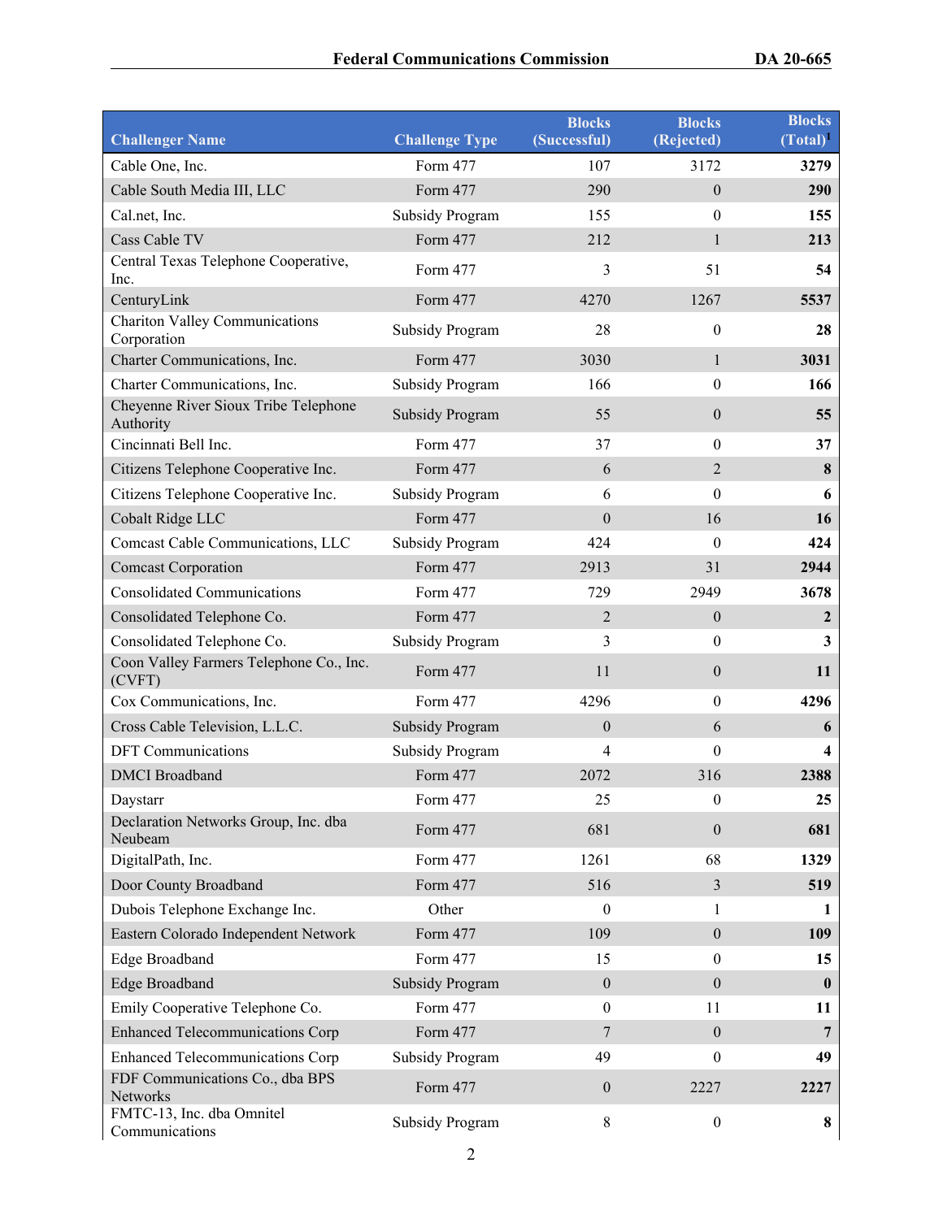| Challenger Name | Challenge Type | Blocks (Successful) | Blocks (Rejected) | Blocks (Total)[1] |
|---|---|---|---|---|
| Cable One, Inc. | Form 477 | 107 | 3172 | **3279** |
| Cable South Media III, LLC | Form 477 | 290 | 0 | **290** |
| Cal.net, Inc. | Subsidy Program | 155 | 0 | **155** |
| Cass Cable TV | Form 477 | 212 | 1 | **213** |
| Central Texas Telephone Cooperative, Inc. | Form 477 | 3 | 51 | **54** |
| CenturyLink | Form 477 | 4270 | 1267 | **5537** |
| Chariton Valley Communications Corporation | Subsidy Program | 28 | 0 | **28** |
| Charter Communications, Inc. | Form 477 | 3030 | 1 | **3031** |
| Charter Communications, Inc. | Subsidy Program | 166 | 0 | **166** |
| Cheyenne River Sioux Tribe Telephone Authority | Subsidy Program | 55 | 0 | **55** |
| Cincinnati Bell Inc. | Form 477 | 37 | 0 | **37** |
| Citizens Telephone Cooperative Inc. | Form 477 | 6 | 2 | **8** |
| Citizens Telephone Cooperative Inc. | Subsidy Program | 6 | 0 | **6** |
| Cobalt Ridge LLC | Form 477 | 0 | 16 | **16** |
| Comcast Cable Communications, LLC | Subsidy Program | 424 | 0 | **424** |
| Comcast Corporation | Form 477 | 2913 | 31 | **2944** |
| Consolidated Communications | Form 477 | 729 | 2949 | **3678** |
| Consolidated Telephone Co. | Form 477 | 2 | 0 | **2** |
| Consolidated Telephone Co. | Subsidy Program | 3 | 0 | **3** |
| Coon Valley Farmers Telephone Co., Inc. (CVFT) | Form 477 | 11 | 0 | **11** |
| Cox Communications, Inc. | Form 477 | 4296 | 0 | **4296** |
| Cross Cable Television, L.L.C. | Subsidy Program | 0 | 6 | **6** |
| DFT Communications | Subsidy Program | 4 | 0 | **4** |
| DMCI Broadband | Form 477 | 2072 | 316 | **2388** |
| Daystarr | Form 477 | 25 | 0 | **25** |
| Declaration Networks Group, Inc. dba Neubeam | Form 477 | 681 | 0 | **681** |
| DigitalPath, Inc. | Form 477 | 1261 | 68 | **1329** |
| Door County Broadband | Form 477 | 516 | 3 | **519** |
| Dubois Telephone Exchange Inc. | Other | 0 | 1 | **1** |
| Eastern Colorado Independent Network | Form 477 | 109 | 0 | **109** |
| Edge Broadband | Form 477 | 15 | 0 | **15** |
| Edge Broadband | Subsidy Program | 0 | 0 | **0** |
| Emily Cooperative Telephone Co. | Form 477 | 0 | 11 | **11** |
| Enhanced Telecommunications Corp | Form 477 | 7 | 0 | **7** |
| Enhanced Telecommunications Corp | Subsidy Program | 49 | 0 | **49** |
| FDF Communications Co., dba BPS Networks | Form 477 | 0 | 2227 | **2227** |
| FMTC-13, Inc. dba Omnitel Communications | Subsidy Program | 8 | 0 | **8** |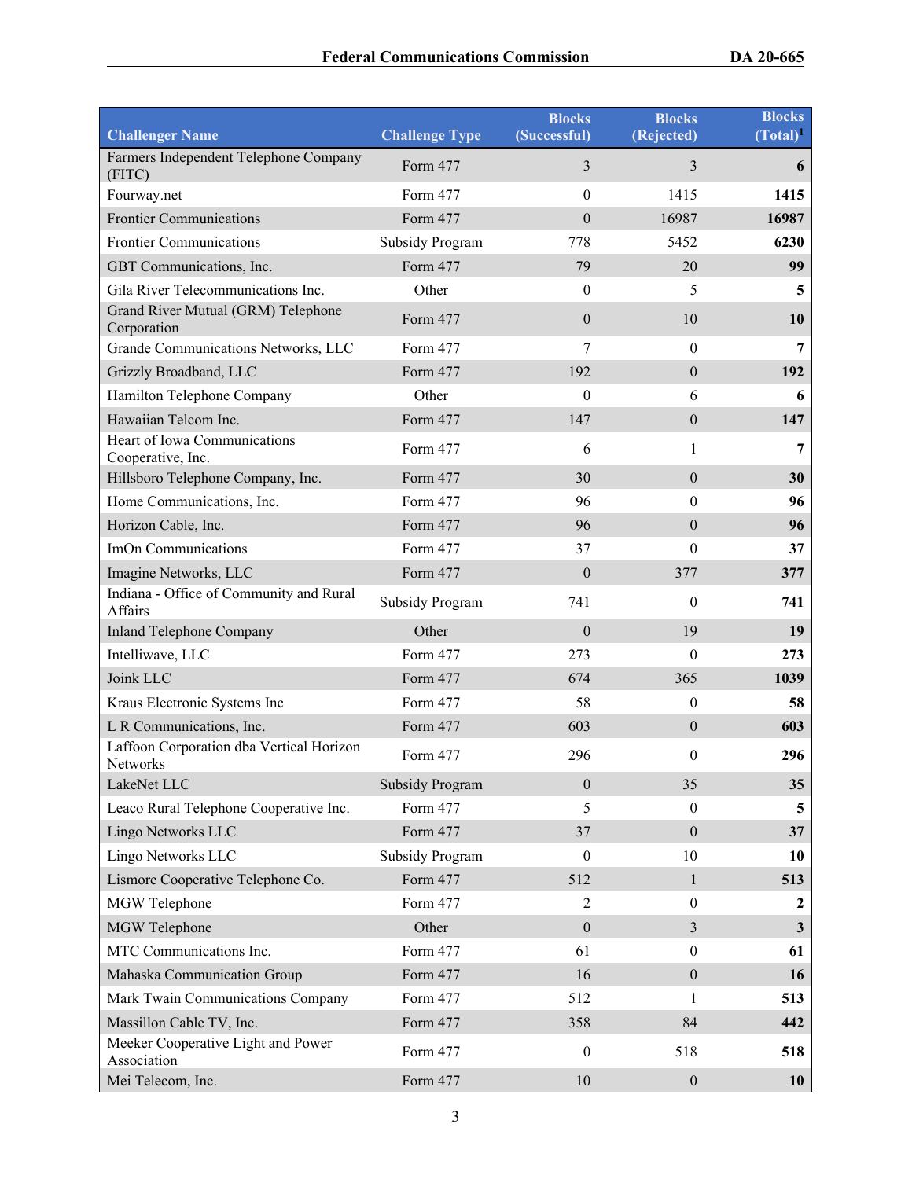| Challenger Name | Challenge Type | Blocks (Successful) | Blocks (Rejected) | Blocks (Total)[1] |
|---|---|---|---|---|
| Farmers Independent Telephone Company (FITC) | Form 477 | 3 | 3 | **6** |
| Fourway.net | Form 477 | 0 | 1415 | **1415** |
| Frontier Communications | Form 477 | 0 | 16987 | **16987** |
| Frontier Communications | Subsidy Program | 778 | 5452 | **6230** |
| GBT Communications, Inc. | Form 477 | 79 | 20 | **99** |
| Gila River Telecommunications Inc. | Other | 0 | 5 | **5** |
| Grand River Mutual (GRM) Telephone Corporation | Form 477 | 0 | 10 | **10** |
| Grande Communications Networks, LLC | Form 477 | 7 | 0 | **7** |
| Grizzly Broadband, LLC | Form 477 | 192 | 0 | **192** |
| Hamilton Telephone Company | Other | 0 | 6 | **6** |
| Hawaiian Telcom Inc. | Form 477 | 147 | 0 | **147** |
| Heart of Iowa Communications Cooperative, Inc. | Form 477 | 6 | 1 | **7** |
| Hillsboro Telephone Company, Inc. | Form 477 | 30 | 0 | **30** |
| Home Communications, Inc. | Form 477 | 96 | 0 | **96** |
| Horizon Cable, Inc. | Form 477 | 96 | 0 | **96** |
| ImOn Communications | Form 477 | 37 | 0 | **37** |
| Imagine Networks, LLC | Form 477 | 0 | 377 | **377** |
| Indiana - Office of Community and Rural Affairs | Subsidy Program | 741 | 0 | **741** |
| Inland Telephone Company | Other | 0 | 19 | **19** |
| Intelliwave, LLC | Form 477 | 273 | 0 | **273** |
| Joink LLC | Form 477 | 674 | 365 | **1039** |
| Kraus Electronic Systems Inc | Form 477 | 58 | 0 | **58** |
| L R Communications, Inc. | Form 477 | 603 | 0 | **603** |
| Laffoon Corporation dba Vertical Horizon Networks | Form 477 | 296 | 0 | **296** |
| LakeNet LLC | Subsidy Program | 0 | 35 | **35** |
| Leaco Rural Telephone Cooperative Inc. | Form 477 | 5 | 0 | **5** |
| Lingo Networks LLC | Form 477 | 37 | 0 | **37** |
| Lingo Networks LLC | Subsidy Program | 0 | 10 | **10** |
| Lismore Cooperative Telephone Co. | Form 477 | 512 | 1 | **513** |
| MGW Telephone | Form 477 | 2 | 0 | **2** |
| MGW Telephone | Other | 0 | 3 | **3** |
| MTC Communications Inc. | Form 477 | 61 | 0 | **61** |
| Mahaska Communication Group | Form 477 | 16 | 0 | **16** |
| Mark Twain Communications Company | Form 477 | 512 | 1 | **513** |
| Massillon Cable TV, Inc. | Form 477 | 358 | 84 | **442** |
| Meeker Cooperative Light and Power Association | Form 477 | 0 | 518 | **518** |
| Mei Telecom, Inc. | Form 477 | 10 | 0 | **10** |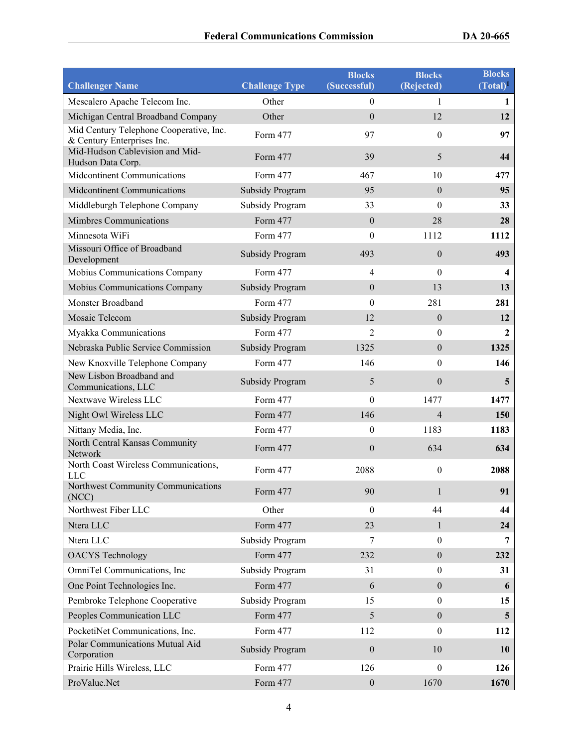| Challenger Name | Challenge Type | Blocks (Successful) | Blocks (Rejected) | Blocks (Total)[1] |
|---|---|---|---|---|
| Mescalero Apache Telecom Inc. | Other | 0 | 1 | **1** |
| Michigan Central Broadband Company | Other | 0 | 12 | **12** |
| Mid Century Telephone Cooperative, Inc. & Century Enterprises Inc. | Form 477 | 97 | 0 | **97** |
| Mid-Hudson Cablevision and Mid-Hudson Data Corp. | Form 477 | 39 | 5 | **44** |
| Midcontinent Communications | Form 477 | 467 | 10 | **477** |
| Midcontinent Communications | Subsidy Program | 95 | 0 | **95** |
| Middleburgh Telephone Company | Subsidy Program | 33 | 0 | **33** |
| Mimbres Communications | Form 477 | 0 | 28 | **28** |
| Minnesota WiFi | Form 477 | 0 | 1112 | **1112** |
| Missouri Office of Broadband Development | Subsidy Program | 493 | 0 | **493** |
| Mobius Communications Company | Form 477 | 4 | 0 | **4** |
| Mobius Communications Company | Subsidy Program | 0 | 13 | **13** |
| Monster Broadband | Form 477 | 0 | 281 | **281** |
| Mosaic Telecom | Subsidy Program | 12 | 0 | **12** |
| Myakka Communications | Form 477 | 2 | 0 | **2** |
| Nebraska Public Service Commission | Subsidy Program | 1325 | 0 | **1325** |
| New Knoxville Telephone Company | Form 477 | 146 | 0 | **146** |
| New Lisbon Broadband and Communications, LLC | Subsidy Program | 5 | 0 | **5** |
| Nextwave Wireless LLC | Form 477 | 0 | 1477 | **1477** |
| Night Owl Wireless LLC | Form 477 | 146 | 4 | **150** |
| Nittany Media, Inc. | Form 477 | 0 | 1183 | **1183** |
| North Central Kansas Community Network | Form 477 | 0 | 634 | **634** |
| North Coast Wireless Communications, LLC | Form 477 | 2088 | 0 | **2088** |
| Northwest Community Communications (NCC) | Form 477 | 90 | 1 | **91** |
| Northwest Fiber LLC | Other | 0 | 44 | **44** |
| Ntera LLC | Form 477 | 23 | 1 | **24** |
| Ntera LLC | Subsidy Program | 7 | 0 | **7** |
| OACYS Technology | Form 477 | 232 | 0 | **232** |
| OmniTel Communications, Inc | Subsidy Program | 31 | 0 | **31** |
| One Point Technologies Inc. | Form 477 | 6 | 0 | **6** |
| Pembroke Telephone Cooperative | Subsidy Program | 15 | 0 | **15** |
| Peoples Communication LLC | Form 477 | 5 | 0 | **5** |
| PocketiNet Communications, Inc. | Form 477 | 112 | 0 | **112** |
| Polar Communications Mutual Aid Corporation | Subsidy Program | 0 | 10 | **10** |
| Prairie Hills Wireless, LLC | Form 477 | 126 | 0 | **126** |
| ProValue.Net | Form 477 | 0 | 1670 | **1670** |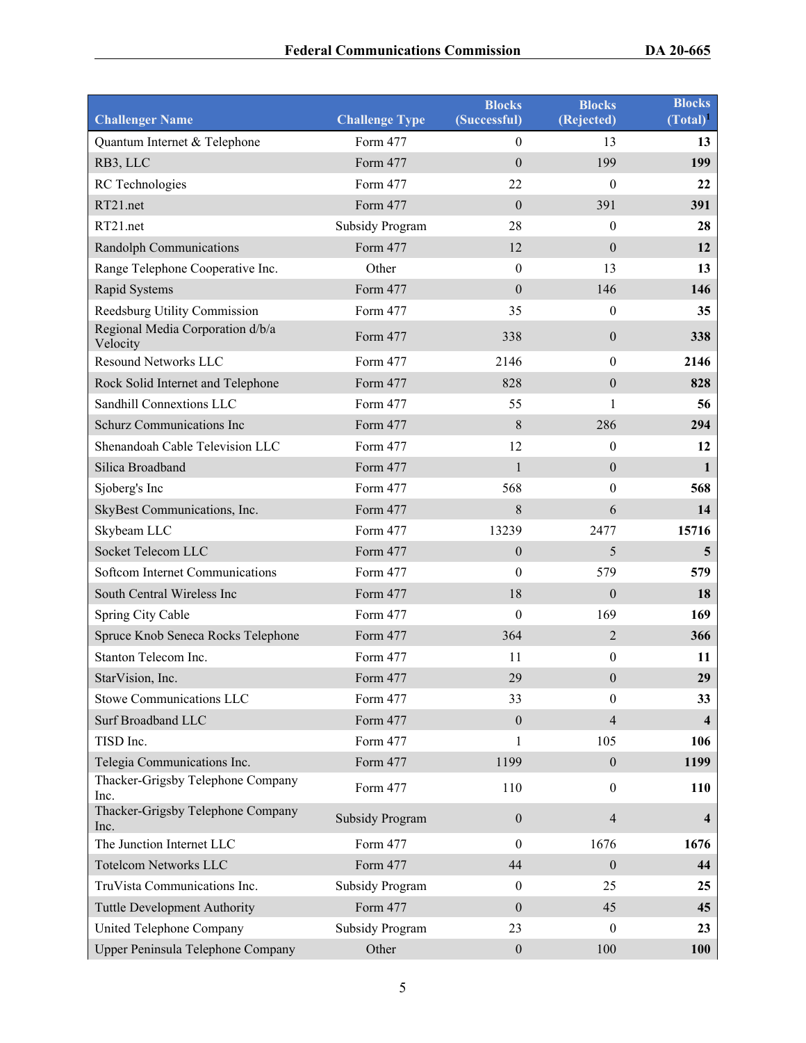| Challenger Name | Challenge Type | Blocks (Successful) | Blocks (Rejected) | Blocks (Total)[1] |
|---|---|---|---|---|
| Quantum Internet & Telephone | Form 477 | 0 | 13 | **13** |
| RB3, LLC | Form 477 | 0 | 199 | **199** |
| RC Technologies | Form 477 | 22 | 0 | **22** |
| RT21.net | Form 477 | 0 | 391 | **391** |
| RT21.net | Subsidy Program | 28 | 0 | **28** |
| Randolph Communications | Form 477 | 12 | 0 | **12** |
| Range Telephone Cooperative Inc. | Other | 0 | 13 | **13** |
| Rapid Systems | Form 477 | 0 | 146 | **146** |
| Reedsburg Utility Commission | Form 477 | 35 | 0 | **35** |
| Regional Media Corporation d/b/a Velocity | Form 477 | 338 | 0 | **338** |
| Resound Networks LLC | Form 477 | 2146 | 0 | **2146** |
| Rock Solid Internet and Telephone | Form 477 | 828 | 0 | **828** |
| Sandhill Connextions LLC | Form 477 | 55 | 1 | **56** |
| Schurz Communications Inc | Form 477 | 8 | 286 | **294** |
| Shenandoah Cable Television LLC | Form 477 | 12 | 0 | **12** |
| Silica Broadband | Form 477 | 1 | 0 | **1** |
| Sjoberg's Inc | Form 477 | 568 | 0 | **568** |
| SkyBest Communications, Inc. | Form 477 | 8 | 6 | **14** |
| Skybeam LLC | Form 477 | 13239 | 2477 | **15716** |
| Socket Telecom LLC | Form 477 | 0 | 5 | **5** |
| Softcom Internet Communications | Form 477 | 0 | 579 | **579** |
| South Central Wireless Inc | Form 477 | 18 | 0 | **18** |
| Spring City Cable | Form 477 | 0 | 169 | **169** |
| Spruce Knob Seneca Rocks Telephone | Form 477 | 364 | 2 | **366** |
| Stanton Telecom Inc. | Form 477 | 11 | 0 | **11** |
| StarVision, Inc. | Form 477 | 29 | 0 | **29** |
| Stowe Communications LLC | Form 477 | 33 | 0 | **33** |
| Surf Broadband LLC | Form 477 | 0 | 4 | **4** |
| TISD Inc. | Form 477 | 1 | 105 | **106** |
| Telegia Communications Inc. | Form 477 | 1199 | 0 | **1199** |
| Thacker-Grigsby Telephone Company Inc. | Form 477 | 110 | 0 | **110** |
| Thacker-Grigsby Telephone Company Inc. | Subsidy Program | 0 | 4 | **4** |
| The Junction Internet LLC | Form 477 | 0 | 1676 | **1676** |
| Totelcom Networks LLC | Form 477 | 44 | 0 | **44** |
| TruVista Communications Inc. | Subsidy Program | 0 | 25 | **25** |
| Tuttle Development Authority | Form 477 | 0 | 45 | **45** |
| United Telephone Company | Subsidy Program | 23 | 0 | **23** |
| Upper Peninsula Telephone Company | Other | 0 | 100 | **100** |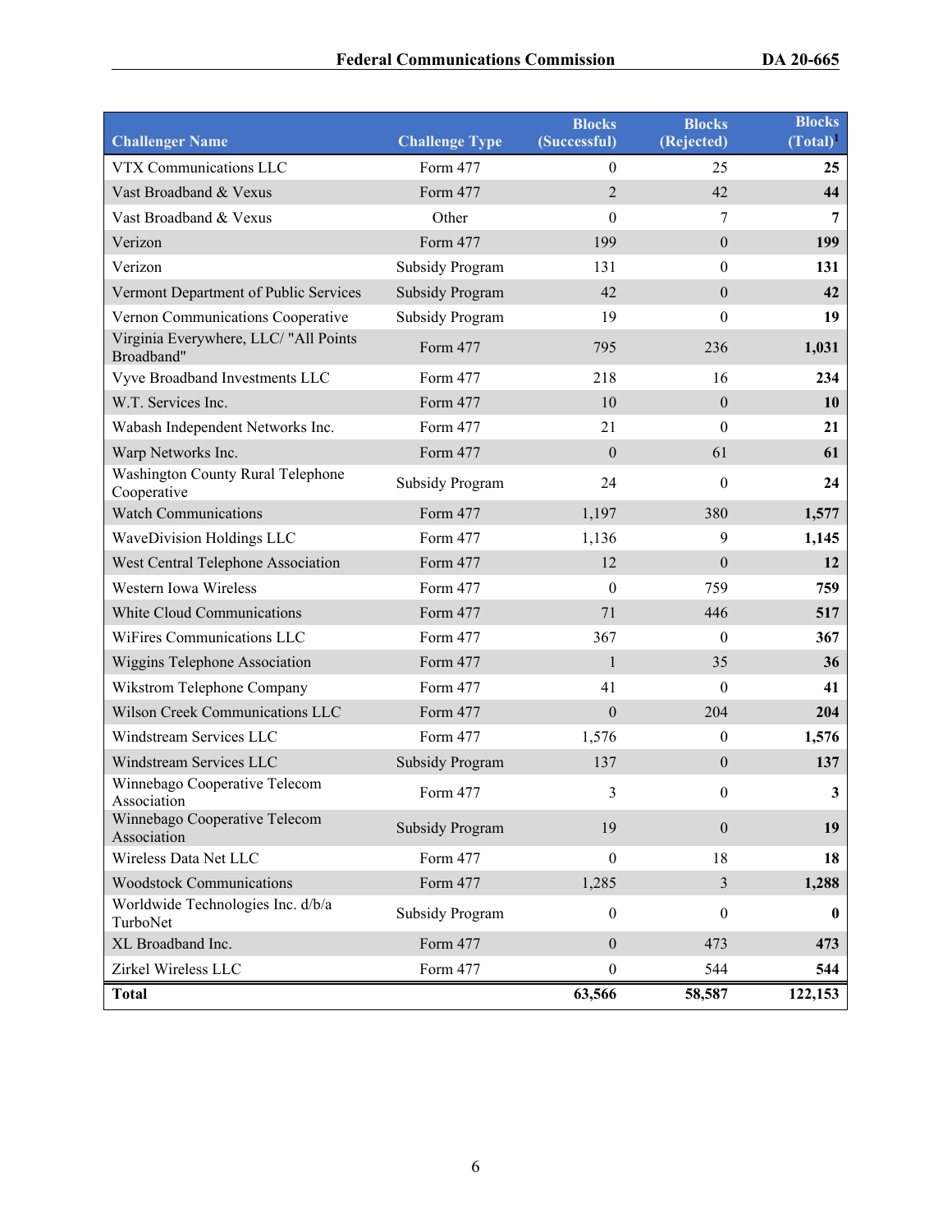| Challenger Name | Challenge Type | Blocks (Successful) | Blocks (Rejected) | Blocks (Total)[1] |
|---|---|---|---|---|
| VTX Communications LLC | Form 477 | 0 | 25 | **25** |
| Vast Broadband & Vexus | Form 477 | 2 | 42 | **44** |
| Vast Broadband & Vexus | Other | 0 | 7 | **7** |
| Verizon | Form 477 | 199 | 0 | **199** |
| Verizon | Subsidy Program | 131 | 0 | **131** |
| Vermont Department of Public Services | Subsidy Program | 42 | 0 | **42** |
| Vernon Communications Cooperative | Subsidy Program | 19 | 0 | **19** |
| Virginia Everywhere, LLC/ "All Points Broadband" | Form 477 | 795 | 236 | **1,031** |
| Vyve Broadband Investments LLC | Form 477 | 218 | 16 | **234** |
| W.T. Services Inc. | Form 477 | 10 | 0 | **10** |
| Wabash Independent Networks Inc. | Form 477 | 21 | 0 | **21** |
| Warp Networks Inc. | Form 477 | 0 | 61 | **61** |
| Washington County Rural Telephone Cooperative | Subsidy Program | 24 | 0 | **24** |
| Watch Communications | Form 477 | 1,197 | 380 | **1,577** |
| WaveDivision Holdings LLC | Form 477 | 1,136 | 9 | **1,145** |
| West Central Telephone Association | Form 477 | 12 | 0 | **12** |
| Western Iowa Wireless | Form 477 | 0 | 759 | **759** |
| White Cloud Communications | Form 477 | 71 | 446 | **517** |
| WiFires Communications LLC | Form 477 | 367 | 0 | **367** |
| Wiggins Telephone Association | Form 477 | 1 | 35 | **36** |
| Wikstrom Telephone Company | Form 477 | 41 | 0 | **41** |
| Wilson Creek Communications LLC | Form 477 | 0 | 204 | **204** |
| Windstream Services LLC | Form 477 | 1,576 | 0 | **1,576** |
| Windstream Services LLC | Subsidy Program | 137 | 0 | **137** |
| Winnebago Cooperative Telecom Association | Form 477 | 3 | 0 | **3** |
| Winnebago Cooperative Telecom Association | Subsidy Program | 19 | 0 | **19** |
| Wireless Data Net LLC | Form 477 | 0 | 18 | **18** |
| Woodstock Communications | Form 477 | 1,285 | 3 | **1,288** |
| Worldwide Technologies Inc. d/b/a TurboNet | Subsidy Program | 0 | 0 | **0** |
| XL Broadband Inc. | Form 477 | 0 | 473 | **473** |
| Zirkel Wireless LLC | Form 477 | 0 | 544 | **544** |
| **Total** | | **63,566** | **58,587** | **122,153** |